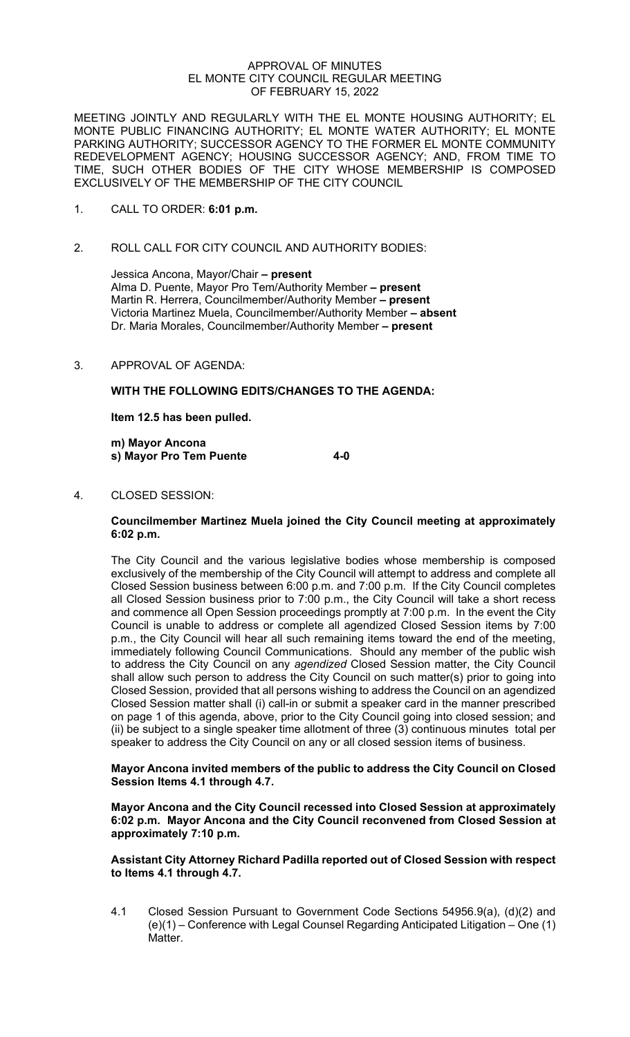APPROVAL OF MINUTES
EL MONTE CITY COUNCIL REGULAR MEETING
OF FEBRUARY 15, 2022

MEETING JOINTLY AND REGULARLY WITH THE EL MONTE HOUSING AUTHORITY; EL MONTE PUBLIC FINANCING AUTHORITY; EL MONTE WATER AUTHORITY; EL MONTE PARKING AUTHORITY; SUCCESSOR AGENCY TO THE FORMER EL MONTE COMMUNITY REDEVELOPMENT AGENCY; HOUSING SUCCESSOR AGENCY; AND, FROM TIME TO TIME, SUCH OTHER BODIES OF THE CITY WHOSE MEMBERSHIP IS COMPOSED EXCLUSIVELY OF THE MEMBERSHIP OF THE CITY COUNCIL

1. CALL TO ORDER: **6:01 p.m.**

2. ROLL CALL FOR CITY COUNCIL AND AUTHORITY BODIES:

   Jessica Ancona, Mayor/Chair **– present**
   Alma D. Puente, Mayor Pro Tem/Authority Member **– present**
   Martin R. Herrera, Councilmember/Authority Member **– present**
   Victoria Martinez Muela, Councilmember/Authority Member **– absent**
   Dr. Maria Morales, Councilmember/Authority Member **– present**

3. APPROVAL OF AGENDA:

   **WITH THE FOLLOWING EDITS/CHANGES TO THE AGENDA:**

   **Item 12.5 has been pulled.**

   **m) Mayor Ancona**
   **s) Mayor Pro Tem Puente 4-0**

4. CLOSED SESSION:

   **Councilmember Martinez Muela joined the City Council meeting at approximately 6:02 p.m.**

   The City Council and the various legislative bodies whose membership is composed exclusively of the membership of the City Council will attempt to address and complete all Closed Session business between 6:00 p.m. and 7:00 p.m. If the City Council completes all Closed Session business prior to 7:00 p.m., the City Council will take a short recess and commence all Open Session proceedings promptly at 7:00 p.m. In the event the City Council is unable to address or complete all agendized Closed Session items by 7:00 p.m., the City Council will hear all such remaining items toward the end of the meeting, immediately following Council Communications. Should any member of the public wish to address the City Council on any *agendized* Closed Session matter, the City Council shall allow such person to address the City Council on such matter(s) prior to going into Closed Session, provided that all persons wishing to address the Council on an agendized Closed Session matter shall (i) call-in or submit a speaker card in the manner prescribed on page 1 of this agenda, above, prior to the City Council going into closed session; and (ii) be subject to a single speaker time allotment of three (3) continuous minutes total per speaker to address the City Council on any or all closed session items of business.

   **Mayor Ancona invited members of the public to address the City Council on Closed Session Items 4.1 through 4.7.**

   **Mayor Ancona and the City Council recessed into Closed Session at approximately 6:02 p.m. Mayor Ancona and the City Council reconvened from Closed Session at approximately 7:10 p.m.**

   **Assistant City Attorney Richard Padilla reported out of Closed Session with respect to Items 4.1 through 4.7.**

   4.1 Closed Session Pursuant to Government Code Sections 54956.9(a), (d)(2) and (e)(1) – Conference with Legal Counsel Regarding Anticipated Litigation – One (1) Matter.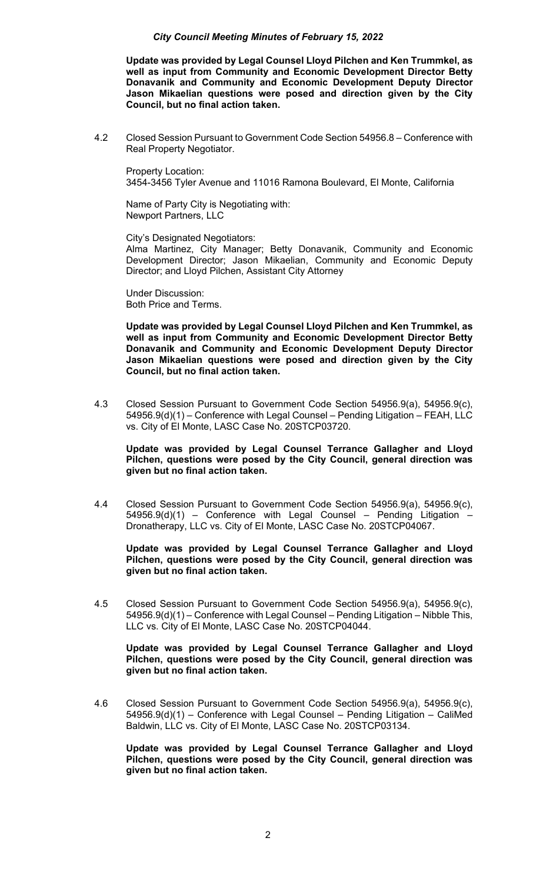**Update was provided by Legal Counsel Lloyd Pilchen and Ken Trummkel, as well as input from Community and Economic Development Director Betty Donavanik and Community and Economic Development Deputy Director Jason Mikaelian questions were posed and direction given by the City Council, but no final action taken.**

4.2 Closed Session Pursuant to Government Code Section 54956.8 – Conference with Real Property Negotiator.

Property Location:
3454-3456 Tyler Avenue and 11016 Ramona Boulevard, El Monte, California

Name of Party City is Negotiating with:
Newport Partners, LLC

City's Designated Negotiators:
Alma Martinez, City Manager; Betty Donavanik, Community and Economic Development Director; Jason Mikaelian, Community and Economic Deputy Director; and Lloyd Pilchen, Assistant City Attorney

Under Discussion:
Both Price and Terms.

**Update was provided by Legal Counsel Lloyd Pilchen and Ken Trummkel, as well as input from Community and Economic Development Director Betty Donavanik and Community and Economic Development Deputy Director Jason Mikaelian questions were posed and direction given by the City Council, but no final action taken.**

4.3 Closed Session Pursuant to Government Code Section 54956.9(a), 54956.9(c), 54956.9(d)(1) – Conference with Legal Counsel – Pending Litigation – FEAH, LLC vs. City of El Monte, LASC Case No. 20STCP03720.

**Update was provided by Legal Counsel Terrance Gallagher and Lloyd Pilchen, questions were posed by the City Council, general direction was given but no final action taken.**

4.4 Closed Session Pursuant to Government Code Section 54956.9(a), 54956.9(c), 54956.9(d)(1) – Conference with Legal Counsel – Pending Litigation – Dronatherapy, LLC vs. City of El Monte, LASC Case No. 20STCP04067.

**Update was provided by Legal Counsel Terrance Gallagher and Lloyd Pilchen, questions were posed by the City Council, general direction was given but no final action taken.**

4.5 Closed Session Pursuant to Government Code Section 54956.9(a), 54956.9(c), 54956.9(d)(1) – Conference with Legal Counsel – Pending Litigation – Nibble This, LLC vs. City of El Monte, LASC Case No. 20STCP04044.

**Update was provided by Legal Counsel Terrance Gallagher and Lloyd Pilchen, questions were posed by the City Council, general direction was given but no final action taken.**

4.6 Closed Session Pursuant to Government Code Section 54956.9(a), 54956.9(c), 54956.9(d)(1) – Conference with Legal Counsel – Pending Litigation – CaliMed Baldwin, LLC vs. City of El Monte, LASC Case No. 20STCP03134.

**Update was provided by Legal Counsel Terrance Gallagher and Lloyd Pilchen, questions were posed by the City Council, general direction was given but no final action taken.**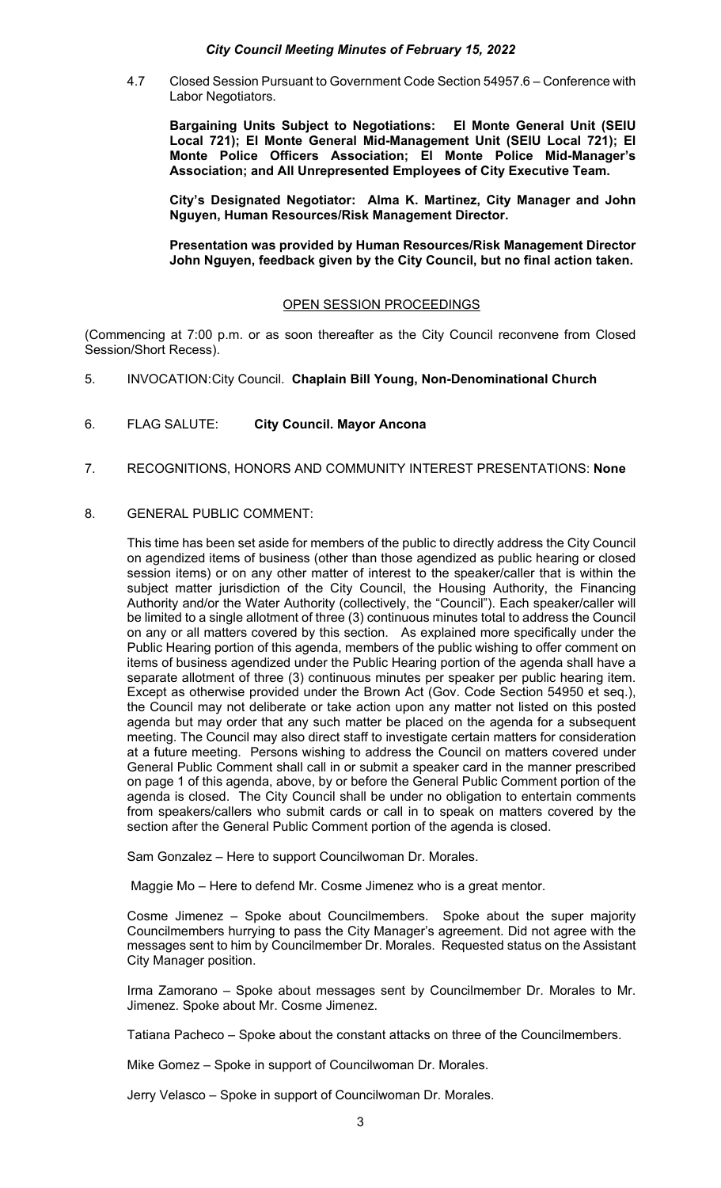4.7 Closed Session Pursuant to Government Code Section 54957.6 – Conference with Labor Negotiators.

**Bargaining Units Subject to Negotiations: El Monte General Unit (SEIU Local 721); El Monte General Mid-Management Unit (SEIU Local 721); El Monte Police Officers Association; El Monte Police Mid-Manager's Association; and All Unrepresented Employees of City Executive Team.**

**City's Designated Negotiator: Alma K. Martinez, City Manager and John Nguyen, Human Resources/Risk Management Director.**

**Presentation was provided by Human Resources/Risk Management Director John Nguyen, feedback given by the City Council, but no final action taken.**

## OPEN SESSION PROCEEDINGS

(Commencing at 7:00 p.m. or as soon thereafter as the City Council reconvene from Closed Session/Short Recess).

5. INVOCATION: City Council. **Chaplain Bill Young, Non-Denominational Church**

6. FLAG SALUTE: **City Council. Mayor Ancona**

7. RECOGNITIONS, HONORS AND COMMUNITY INTEREST PRESENTATIONS: **None**

8. GENERAL PUBLIC COMMENT:

This time has been set aside for members of the public to directly address the City Council on agendized items of business (other than those agendized as public hearing or closed session items) or on any other matter of interest to the speaker/caller that is within the subject matter jurisdiction of the City Council, the Housing Authority, the Financing Authority and/or the Water Authority (collectively, the "Council"). Each speaker/caller will be limited to a single allotment of three (3) continuous minutes total to address the Council on any or all matters covered by this section. As explained more specifically under the Public Hearing portion of this agenda, members of the public wishing to offer comment on items of business agendized under the Public Hearing portion of the agenda shall have a separate allotment of three (3) continuous minutes per speaker per public hearing item. Except as otherwise provided under the Brown Act (Gov. Code Section 54950 et seq.), the Council may not deliberate or take action upon any matter not listed on this posted agenda but may order that any such matter be placed on the agenda for a subsequent meeting. The Council may also direct staff to investigate certain matters for consideration at a future meeting. Persons wishing to address the Council on matters covered under General Public Comment shall call in or submit a speaker card in the manner prescribed on page 1 of this agenda, above, by or before the General Public Comment portion of the agenda is closed. The City Council shall be under no obligation to entertain comments from speakers/callers who submit cards or call in to speak on matters covered by the section after the General Public Comment portion of the agenda is closed.

Sam Gonzalez – Here to support Councilwoman Dr. Morales.

Maggie Mo – Here to defend Mr. Cosme Jimenez who is a great mentor.

Cosme Jimenez – Spoke about Councilmembers. Spoke about the super majority Councilmembers hurrying to pass the City Manager's agreement. Did not agree with the messages sent to him by Councilmember Dr. Morales. Requested status on the Assistant City Manager position.

Irma Zamorano – Spoke about messages sent by Councilmember Dr. Morales to Mr. Jimenez. Spoke about Mr. Cosme Jimenez.

Tatiana Pacheco – Spoke about the constant attacks on three of the Councilmembers.

Mike Gomez – Spoke in support of Councilwoman Dr. Morales.

Jerry Velasco – Spoke in support of Councilwoman Dr. Morales.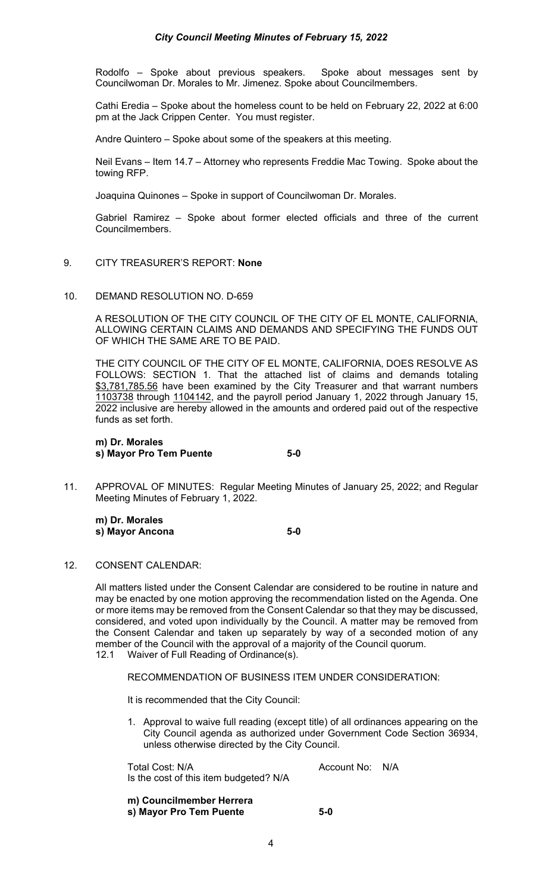Rodolfo – Spoke about previous speakers. Spoke about messages sent by Councilwoman Dr. Morales to Mr. Jimenez. Spoke about Councilmembers.

Cathi Eredia – Spoke about the homeless count to be held on February 22, 2022 at 6:00 pm at the Jack Crippen Center. You must register.

Andre Quintero – Spoke about some of the speakers at this meeting.

Neil Evans – Item 14.7 – Attorney who represents Freddie Mac Towing. Spoke about the towing RFP.

Joaquina Quinones – Spoke in support of Councilwoman Dr. Morales.

Gabriel Ramirez – Spoke about former elected officials and three of the current Councilmembers.

9. CITY TREASURER'S REPORT: **None**

10. DEMAND RESOLUTION NO. D-659

A RESOLUTION OF THE CITY COUNCIL OF THE CITY OF EL MONTE, CALIFORNIA, ALLOWING CERTAIN CLAIMS AND DEMANDS AND SPECIFYING THE FUNDS OUT OF WHICH THE SAME ARE TO BE PAID.

THE CITY COUNCIL OF THE CITY OF EL MONTE, CALIFORNIA, DOES RESOLVE AS FOLLOWS: SECTION 1. That the attached list of claims and demands totaling $3,781,785.56 have been examined by the City Treasurer and that warrant numbers 1103738 through 1104142, and the payroll period January 1, 2022 through January 15, 2022 inclusive are hereby allowed in the amounts and ordered paid out of the respective funds as set forth.

**m) Dr. Morales**
**s) Mayor Pro Tem Puente** **5-0**

11. APPROVAL OF MINUTES: Regular Meeting Minutes of January 25, 2022; and Regular Meeting Minutes of February 1, 2022.

**m) Dr. Morales**
**s) Mayor Ancona** **5-0**

12. CONSENT CALENDAR:

All matters listed under the Consent Calendar are considered to be routine in nature and may be enacted by one motion approving the recommendation listed on the Agenda. One or more items may be removed from the Consent Calendar so that they may be discussed, considered, and voted upon individually by the Council. A matter may be removed from the Consent Calendar and taken up separately by way of a seconded motion of any member of the Council with the approval of a majority of the Council quorum.

12.1 Waiver of Full Reading of Ordinance(s).

RECOMMENDATION OF BUSINESS ITEM UNDER CONSIDERATION:

It is recommended that the City Council:

1. Approval to waive full reading (except title) of all ordinances appearing on the City Council agenda as authorized under Government Code Section 36934, unless otherwise directed by the City Council.

Total Cost: N/A Account No: N/A
Is the cost of this item budgeted? N/A

**m) Councilmember Herrera**
**s) Mayor Pro Tem Puente** **5-0**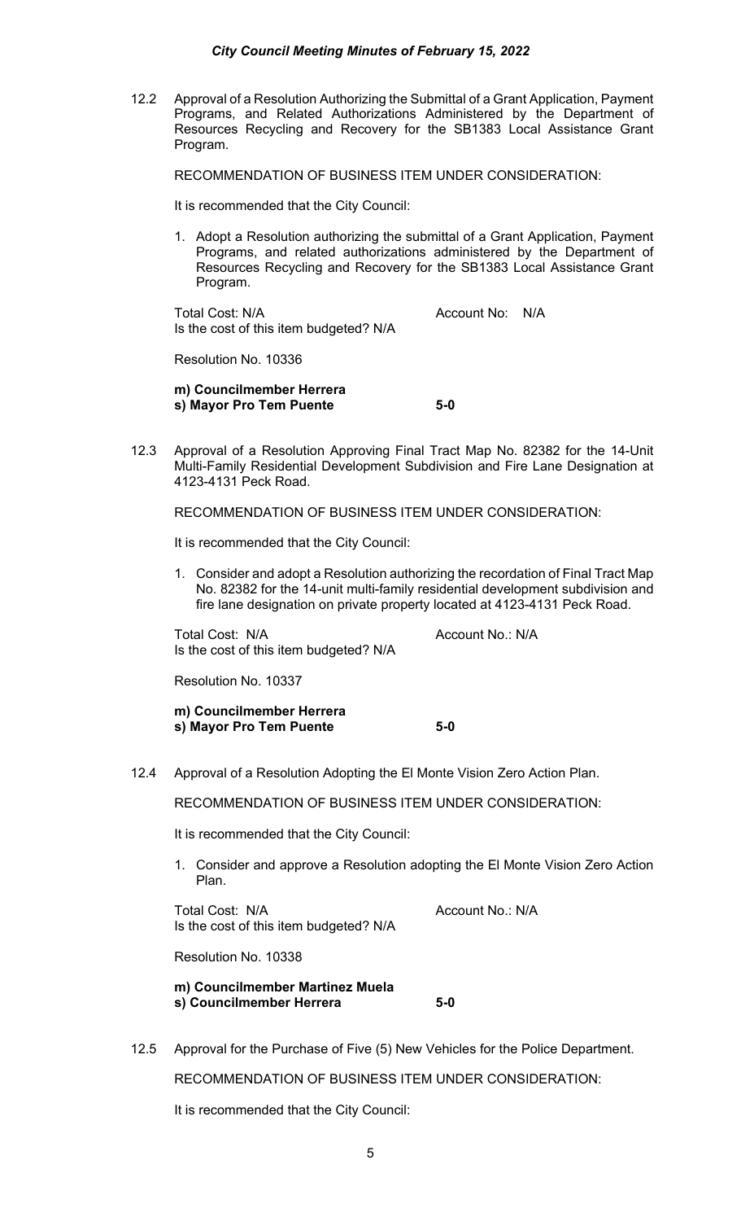12.2 Approval of a Resolution Authorizing the Submittal of a Grant Application, Payment Programs, and Related Authorizations Administered by the Department of Resources Recycling and Recovery for the SB1383 Local Assistance Grant Program.

RECOMMENDATION OF BUSINESS ITEM UNDER CONSIDERATION:

It is recommended that the City Council:

1. Adopt a Resolution authorizing the submittal of a Grant Application, Payment Programs, and related authorizations administered by the Department of Resources Recycling and Recovery for the SB1383 Local Assistance Grant Program.

Total Cost: N/A Account No: N/A
Is the cost of this item budgeted? N/A

Resolution No. 10336

**m) Councilmember Herrera**
**s) Mayor Pro Tem Puente** **5-0**

12.3 Approval of a Resolution Approving Final Tract Map No. 82382 for the 14-Unit Multi-Family Residential Development Subdivision and Fire Lane Designation at 4123-4131 Peck Road.

RECOMMENDATION OF BUSINESS ITEM UNDER CONSIDERATION:

It is recommended that the City Council:

1. Consider and adopt a Resolution authorizing the recordation of Final Tract Map No. 82382 for the 14-unit multi-family residential development subdivision and fire lane designation on private property located at 4123-4131 Peck Road.

Total Cost: N/A Account No.: N/A
Is the cost of this item budgeted? N/A

Resolution No. 10337

**m) Councilmember Herrera**
**s) Mayor Pro Tem Puente** **5-0**

12.4 Approval of a Resolution Adopting the El Monte Vision Zero Action Plan.

RECOMMENDATION OF BUSINESS ITEM UNDER CONSIDERATION:

It is recommended that the City Council:

1. Consider and approve a Resolution adopting the El Monte Vision Zero Action Plan.

Total Cost: N/A Account No.: N/A
Is the cost of this item budgeted? N/A

Resolution No. 10338

**m) Councilmember Martinez Muela**
**s) Councilmember Herrera** **5-0**

12.5 Approval for the Purchase of Five (5) New Vehicles for the Police Department.

RECOMMENDATION OF BUSINESS ITEM UNDER CONSIDERATION:

It is recommended that the City Council: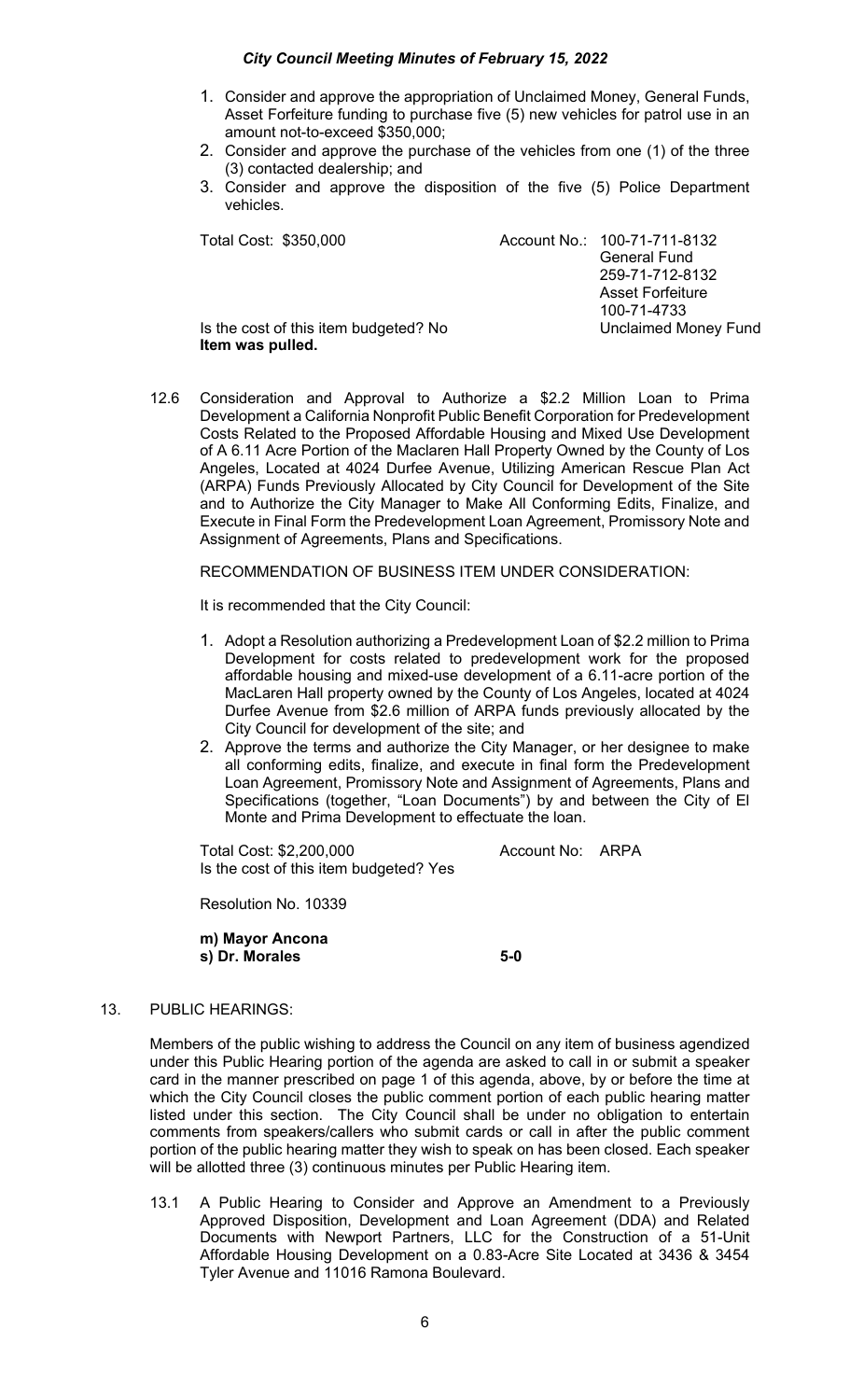1. Consider and approve the appropriation of Unclaimed Money, General Funds, Asset Forfeiture funding to purchase five (5) new vehicles for patrol use in an amount not-to-exceed $350,000;
2. Consider and approve the purchase of the vehicles from one (1) of the three (3) contacted dealership; and
3. Consider and approve the disposition of the five (5) Police Department vehicles.

Total Cost: $350,000

Account No.: 100-71-711-8132 General Fund
259-71-712-8132 Asset Forfeiture
100-71-4733 Unclaimed Money Fund

Is the cost of this item budgeted? No

**Item was pulled.**

12.6 Consideration and Approval to Authorize a $2.2 Million Loan to Prima Development a California Nonprofit Public Benefit Corporation for Predevelopment Costs Related to the Proposed Affordable Housing and Mixed Use Development of A 6.11 Acre Portion of the Maclaren Hall Property Owned by the County of Los Angeles, Located at 4024 Durfee Avenue, Utilizing American Rescue Plan Act (ARPA) Funds Previously Allocated by City Council for Development of the Site and to Authorize the City Manager to Make All Conforming Edits, Finalize, and Execute in Final Form the Predevelopment Loan Agreement, Promissory Note and Assignment of Agreements, Plans and Specifications.

RECOMMENDATION OF BUSINESS ITEM UNDER CONSIDERATION:

It is recommended that the City Council:

1. Adopt a Resolution authorizing a Predevelopment Loan of $2.2 million to Prima Development for costs related to predevelopment work for the proposed affordable housing and mixed-use development of a 6.11-acre portion of the MacLaren Hall property owned by the County of Los Angeles, located at 4024 Durfee Avenue from $2.6 million of ARPA funds previously allocated by the City Council for development of the site; and
2. Approve the terms and authorize the City Manager, or her designee to make all conforming edits, finalize, and execute in final form the Predevelopment Loan Agreement, Promissory Note and Assignment of Agreements, Plans and Specifications (together, "Loan Documents") by and between the City of El Monte and Prima Development to effectuate the loan.

Total Cost: $2,200,000 Account No: ARPA

Is the cost of this item budgeted? Yes

Resolution No. 10339

**m) Mayor Ancona**
**s) Dr. Morales** **5-0**

13. PUBLIC HEARINGS:

Members of the public wishing to address the Council on any item of business agendized under this Public Hearing portion of the agenda are asked to call in or submit a speaker card in the manner prescribed on page 1 of this agenda, above, by or before the time at which the City Council closes the public comment portion of each public hearing matter listed under this section. The City Council shall be under no obligation to entertain comments from speakers/callers who submit cards or call in after the public comment portion of the public hearing matter they wish to speak on has been closed. Each speaker will be allotted three (3) continuous minutes per Public Hearing item.

13.1 A Public Hearing to Consider and Approve an Amendment to a Previously Approved Disposition, Development and Loan Agreement (DDA) and Related Documents with Newport Partners, LLC for the Construction of a 51-Unit Affordable Housing Development on a 0.83-Acre Site Located at 3436 & 3454 Tyler Avenue and 11016 Ramona Boulevard.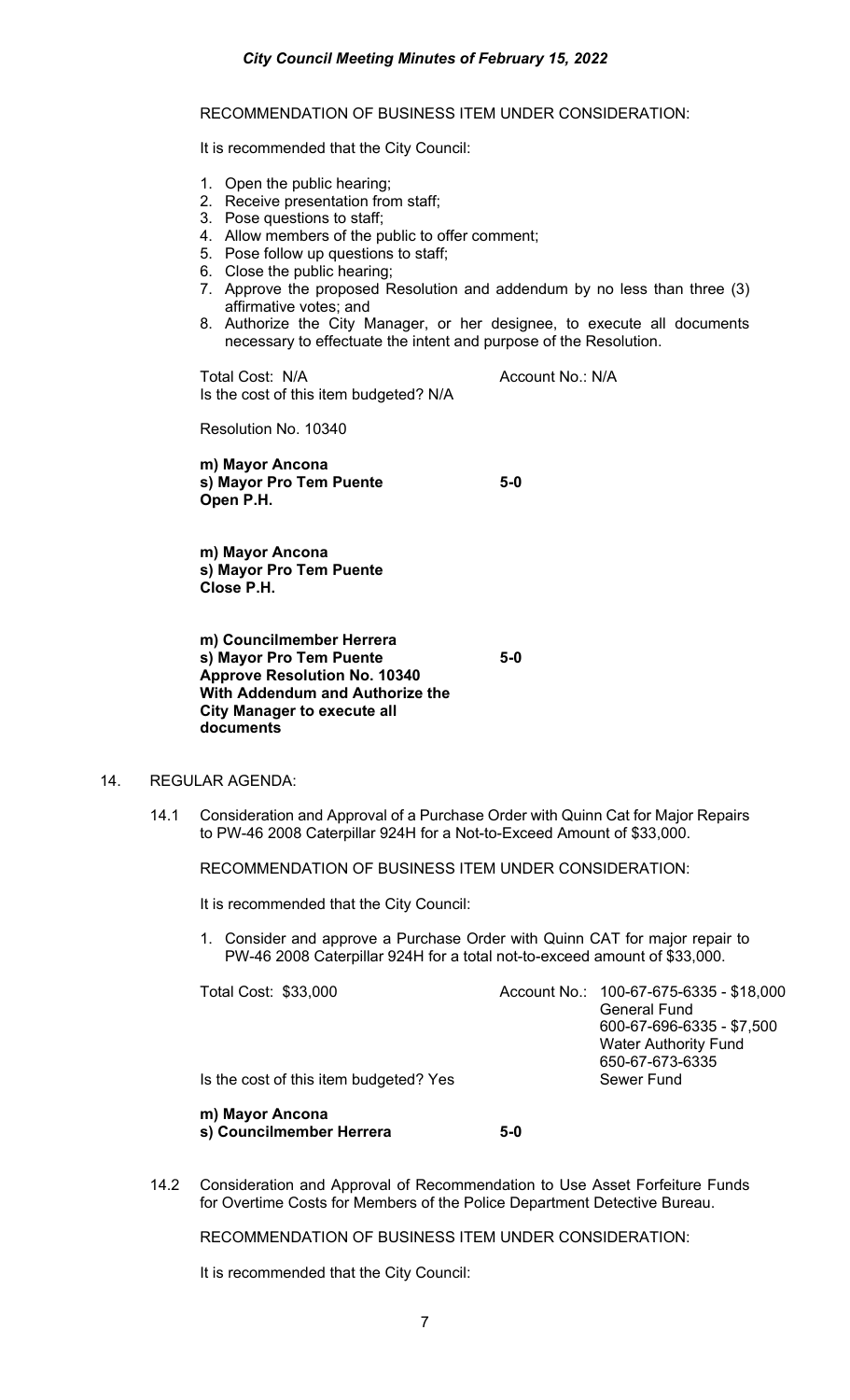RECOMMENDATION OF BUSINESS ITEM UNDER CONSIDERATION:

It is recommended that the City Council:

1. Open the public hearing;
2. Receive presentation from staff;
3. Pose questions to staff;
4. Allow members of the public to offer comment;
5. Pose follow up questions to staff;
6. Close the public hearing;
7. Approve the proposed Resolution and addendum by no less than three (3) affirmative votes; and
8. Authorize the City Manager, or her designee, to execute all documents necessary to effectuate the intent and purpose of the Resolution.

Total Cost: N/A  Account No.: N/A
Is the cost of this item budgeted? N/A

Resolution No. 10340

**m) Mayor Ancona**
**s) Mayor Pro Tem Puente** **5-0**
**Open P.H.**

**m) Mayor Ancona**
**s) Mayor Pro Tem Puente**
**Close P.H.**

**m) Councilmember Herrera**
**s) Mayor Pro Tem Puente** **5-0**
**Approve Resolution No. 10340**
**With Addendum and Authorize the**
**City Manager to execute all**
**documents**

14. REGULAR AGENDA:

14.1 Consideration and Approval of a Purchase Order with Quinn Cat for Major Repairs to PW-46 2008 Caterpillar 924H for a Not-to-Exceed Amount of $33,000.

RECOMMENDATION OF BUSINESS ITEM UNDER CONSIDERATION:

It is recommended that the City Council:

1. Consider and approve a Purchase Order with Quinn CAT for major repair to PW-46 2008 Caterpillar 924H for a total not-to-exceed amount of $33,000.

Total Cost: $33,000

Account No.: 100-67-675-6335 - $18,000 General Fund
600-67-696-6335 - $7,500 Water Authority Fund
650-67-673-6335 Sewer Fund

Is the cost of this item budgeted? Yes

**m) Mayor Ancona**
**s) Councilmember Herrera** **5-0**

14.2 Consideration and Approval of Recommendation to Use Asset Forfeiture Funds for Overtime Costs for Members of the Police Department Detective Bureau.

RECOMMENDATION OF BUSINESS ITEM UNDER CONSIDERATION:

It is recommended that the City Council: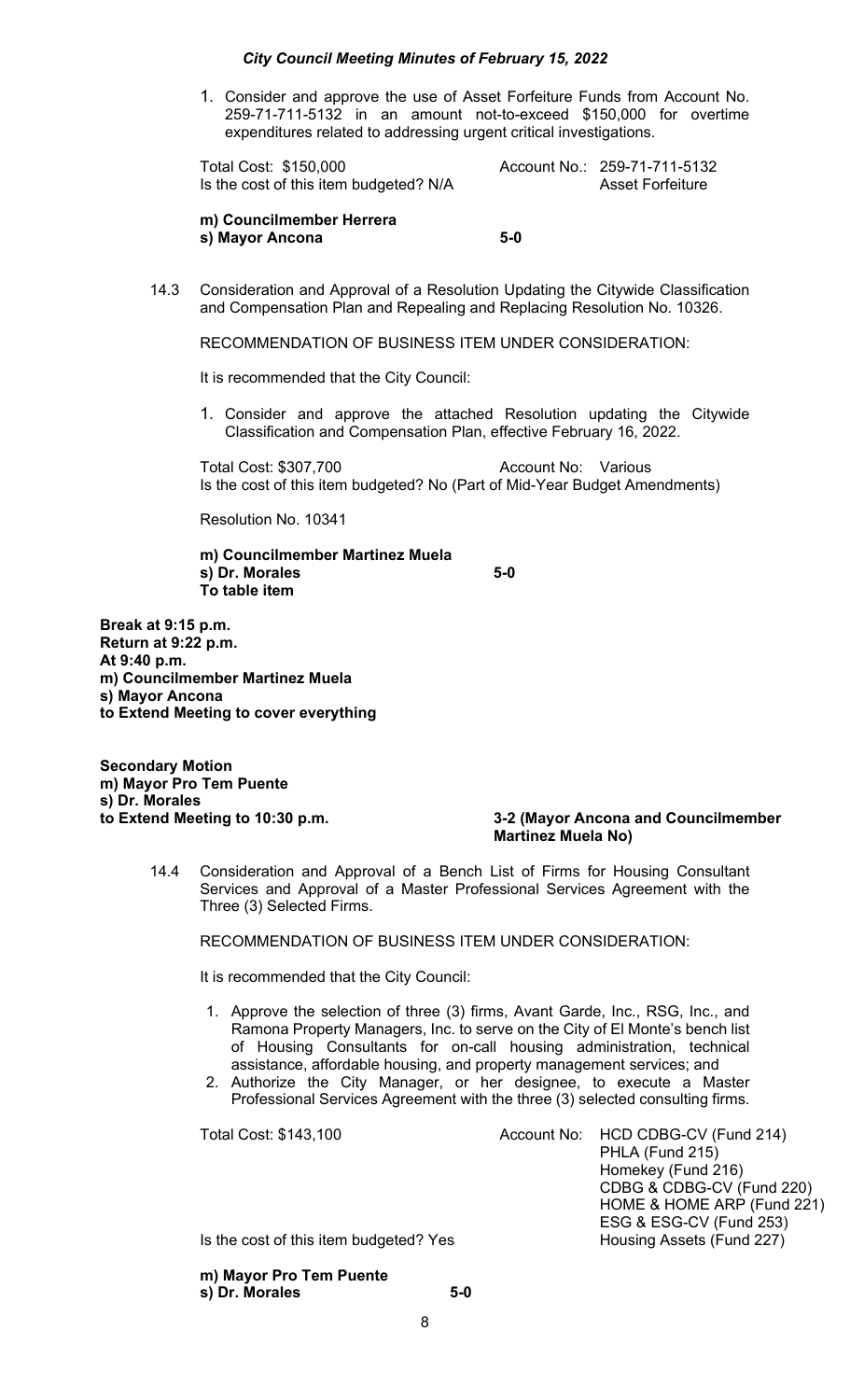1. Consider and approve the use of Asset Forfeiture Funds from Account No. 259-71-711-5132 in an amount not-to-exceed $150,000 for overtime expenditures related to addressing urgent critical investigations.

Total Cost: $150,000 — Account No.: 259-71-711-5132
Is the cost of this item budgeted? N/A — Asset Forfeiture

**m) Councilmember Herrera**
**s) Mayor Ancona** — **5-0**

14.3 Consideration and Approval of a Resolution Updating the Citywide Classification and Compensation Plan and Repealing and Replacing Resolution No. 10326.

RECOMMENDATION OF BUSINESS ITEM UNDER CONSIDERATION:

It is recommended that the City Council:

1. Consider and approve the attached Resolution updating the Citywide Classification and Compensation Plan, effective February 16, 2022.

Total Cost: $307,700 — Account No: Various
Is the cost of this item budgeted? No (Part of Mid-Year Budget Amendments)

Resolution No. 10341

**m) Councilmember Martinez Muela**
**s) Dr. Morales** — **5-0**
**To table item**

**Break at 9:15 p.m.**
**Return at 9:22 p.m.**
**At 9:40 p.m.**
**m) Councilmember Martinez Muela**
**s) Mayor Ancona**
**to Extend Meeting to cover everything**

**Secondary Motion**
**m) Mayor Pro Tem Puente**
**s) Dr. Morales**
**to Extend Meeting to 10:30 p.m.** — **3-2 (Mayor Ancona and Councilmember Martinez Muela No)**

14.4 Consideration and Approval of a Bench List of Firms for Housing Consultant Services and Approval of a Master Professional Services Agreement with the Three (3) Selected Firms.

RECOMMENDATION OF BUSINESS ITEM UNDER CONSIDERATION:

It is recommended that the City Council:

1. Approve the selection of three (3) firms, Avant Garde, Inc., RSG, Inc., and Ramona Property Managers, Inc. to serve on the City of El Monte's bench list of Housing Consultants for on-call housing administration, technical assistance, affordable housing, and property management services; and
2. Authorize the City Manager, or her designee, to execute a Master Professional Services Agreement with the three (3) selected consulting firms.

Total Cost: $143,100 — Account No: HCD CDBG-CV (Fund 214)
PHLA (Fund 215)
Homekey (Fund 216)
CDBG & CDBG-CV (Fund 220)
HOME & HOME ARP (Fund 221)
ESG & ESG-CV (Fund 253)
Housing Assets (Fund 227)

Is the cost of this item budgeted? Yes

**m) Mayor Pro Tem Puente**
**s) Dr. Morales** — **5-0**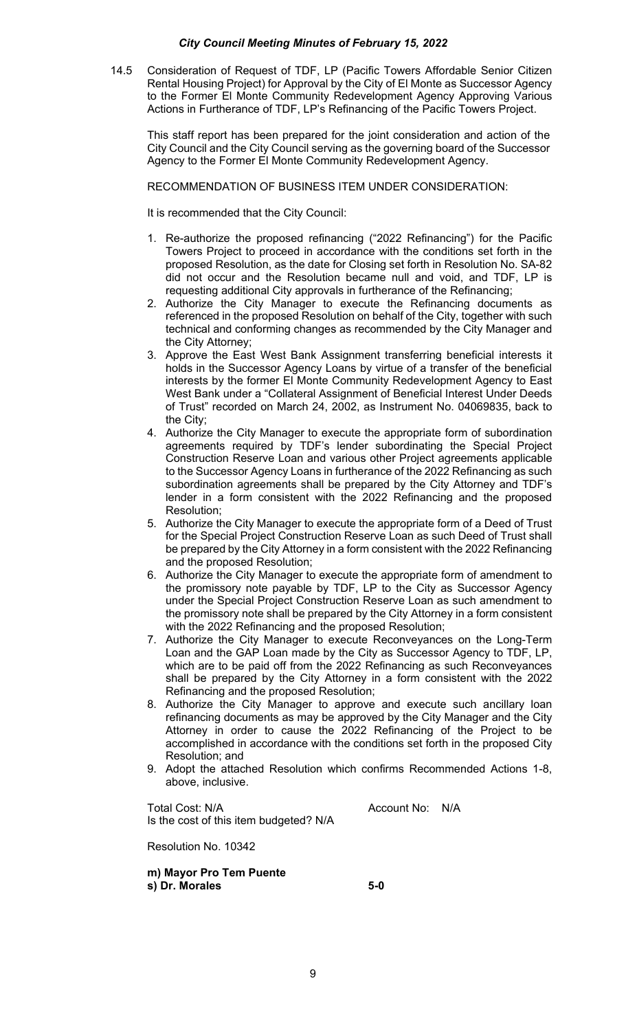14.5 Consideration of Request of TDF, LP (Pacific Towers Affordable Senior Citizen Rental Housing Project) for Approval by the City of El Monte as Successor Agency to the Former El Monte Community Redevelopment Agency Approving Various Actions in Furtherance of TDF, LP's Refinancing of the Pacific Towers Project.

This staff report has been prepared for the joint consideration and action of the City Council and the City Council serving as the governing board of the Successor Agency to the Former El Monte Community Redevelopment Agency.

RECOMMENDATION OF BUSINESS ITEM UNDER CONSIDERATION:

It is recommended that the City Council:

1. Re-authorize the proposed refinancing ("2022 Refinancing") for the Pacific Towers Project to proceed in accordance with the conditions set forth in the proposed Resolution, as the date for Closing set forth in Resolution No. SA-82 did not occur and the Resolution became null and void, and TDF, LP is requesting additional City approvals in furtherance of the Refinancing;
2. Authorize the City Manager to execute the Refinancing documents as referenced in the proposed Resolution on behalf of the City, together with such technical and conforming changes as recommended by the City Manager and the City Attorney;
3. Approve the East West Bank Assignment transferring beneficial interests it holds in the Successor Agency Loans by virtue of a transfer of the beneficial interests by the former El Monte Community Redevelopment Agency to East West Bank under a "Collateral Assignment of Beneficial Interest Under Deeds of Trust" recorded on March 24, 2002, as Instrument No. 04069835, back to the City;
4. Authorize the City Manager to execute the appropriate form of subordination agreements required by TDF's lender subordinating the Special Project Construction Reserve Loan and various other Project agreements applicable to the Successor Agency Loans in furtherance of the 2022 Refinancing as such subordination agreements shall be prepared by the City Attorney and TDF's lender in a form consistent with the 2022 Refinancing and the proposed Resolution;
5. Authorize the City Manager to execute the appropriate form of a Deed of Trust for the Special Project Construction Reserve Loan as such Deed of Trust shall be prepared by the City Attorney in a form consistent with the 2022 Refinancing and the proposed Resolution;
6. Authorize the City Manager to execute the appropriate form of amendment to the promissory note payable by TDF, LP to the City as Successor Agency under the Special Project Construction Reserve Loan as such amendment to the promissory note shall be prepared by the City Attorney in a form consistent with the 2022 Refinancing and the proposed Resolution;
7. Authorize the City Manager to execute Reconveyances on the Long-Term Loan and the GAP Loan made by the City as Successor Agency to TDF, LP, which are to be paid off from the 2022 Refinancing as such Reconveyances shall be prepared by the City Attorney in a form consistent with the 2022 Refinancing and the proposed Resolution;
8. Authorize the City Manager to approve and execute such ancillary loan refinancing documents as may be approved by the City Manager and the City Attorney in order to cause the 2022 Refinancing of the Project to be accomplished in accordance with the conditions set forth in the proposed City Resolution; and
9. Adopt the attached Resolution which confirms Recommended Actions 1-8, above, inclusive.

Total Cost: N/A　　　　　　　　Account No: N/A
Is the cost of this item budgeted? N/A

Resolution No. 10342

**m) Mayor Pro Tem Puente**
**s) Dr. Morales**　　　　　　　　**5-0**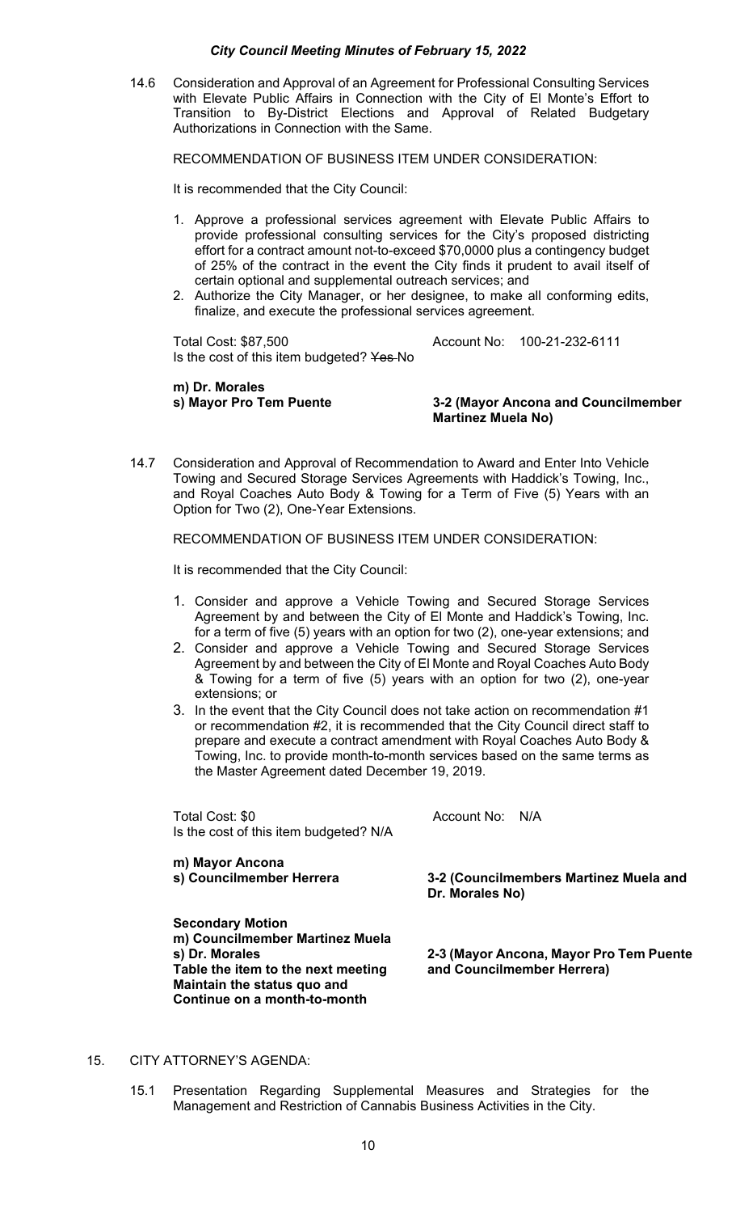14.6 Consideration and Approval of an Agreement for Professional Consulting Services with Elevate Public Affairs in Connection with the City of El Monte's Effort to Transition to By-District Elections and Approval of Related Budgetary Authorizations in Connection with the Same.

RECOMMENDATION OF BUSINESS ITEM UNDER CONSIDERATION:

It is recommended that the City Council:

1. Approve a professional services agreement with Elevate Public Affairs to provide professional consulting services for the City's proposed districting effort for a contract amount not-to-exceed $70,0000 plus a contingency budget of 25% of the contract in the event the City finds it prudent to avail itself of certain optional and supplemental outreach services; and
2. Authorize the City Manager, or her designee, to make all conforming edits, finalize, and execute the professional services agreement.

Total Cost: $87,500 Account No: 100-21-232-6111
Is the cost of this item budgeted? ~~Yes~~ No

**m) Dr. Morales**
**s) Mayor Pro Tem Puente** **3-2 (Mayor Ancona and Councilmember Martinez Muela No)**

14.7 Consideration and Approval of Recommendation to Award and Enter Into Vehicle Towing and Secured Storage Services Agreements with Haddick's Towing, Inc., and Royal Coaches Auto Body & Towing for a Term of Five (5) Years with an Option for Two (2), One-Year Extensions.

RECOMMENDATION OF BUSINESS ITEM UNDER CONSIDERATION:

It is recommended that the City Council:

1. Consider and approve a Vehicle Towing and Secured Storage Services Agreement by and between the City of El Monte and Haddick's Towing, Inc. for a term of five (5) years with an option for two (2), one-year extensions; and
2. Consider and approve a Vehicle Towing and Secured Storage Services Agreement by and between the City of El Monte and Royal Coaches Auto Body & Towing for a term of five (5) years with an option for two (2), one-year extensions; or
3. In the event that the City Council does not take action on recommendation #1 or recommendation #2, it is recommended that the City Council direct staff to prepare and execute a contract amendment with Royal Coaches Auto Body & Towing, Inc. to provide month-to-month services based on the same terms as the Master Agreement dated December 19, 2019.

Total Cost: $0 Account No: N/A
Is the cost of this item budgeted? N/A

**m) Mayor Ancona**
**s) Councilmember Herrera** **3-2 (Councilmembers Martinez Muela and Dr. Morales No)**

**Secondary Motion**
**m) Councilmember Martinez Muela**
**s) Dr. Morales** **2-3 (Mayor Ancona, Mayor Pro Tem Puente and Councilmember Herrera)**
**Table the item to the next meeting**
**Maintain the status quo and**
**Continue on a month-to-month**

15. CITY ATTORNEY'S AGENDA:

15.1 Presentation Regarding Supplemental Measures and Strategies for the Management and Restriction of Cannabis Business Activities in the City.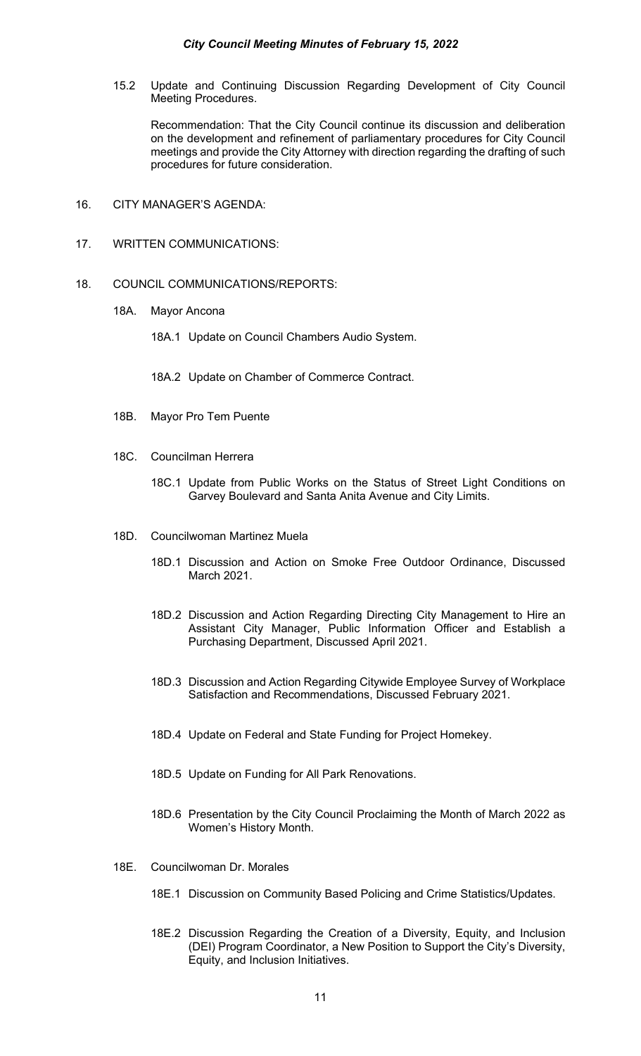15.2 Update and Continuing Discussion Regarding Development of City Council Meeting Procedures.

Recommendation: That the City Council continue its discussion and deliberation on the development and refinement of parliamentary procedures for City Council meetings and provide the City Attorney with direction regarding the drafting of such procedures for future consideration.

16. CITY MANAGER'S AGENDA:

17. WRITTEN COMMUNICATIONS:

18. COUNCIL COMMUNICATIONS/REPORTS:

18A. Mayor Ancona

18A.1 Update on Council Chambers Audio System.

18A.2 Update on Chamber of Commerce Contract.

18B. Mayor Pro Tem Puente

18C. Councilman Herrera

18C.1 Update from Public Works on the Status of Street Light Conditions on Garvey Boulevard and Santa Anita Avenue and City Limits.

18D. Councilwoman Martinez Muela

18D.1 Discussion and Action on Smoke Free Outdoor Ordinance, Discussed March 2021.

18D.2 Discussion and Action Regarding Directing City Management to Hire an Assistant City Manager, Public Information Officer and Establish a Purchasing Department, Discussed April 2021.

18D.3 Discussion and Action Regarding Citywide Employee Survey of Workplace Satisfaction and Recommendations, Discussed February 2021.

18D.4 Update on Federal and State Funding for Project Homekey.

18D.5 Update on Funding for All Park Renovations.

18D.6 Presentation by the City Council Proclaiming the Month of March 2022 as Women's History Month.

18E. Councilwoman Dr. Morales

18E.1 Discussion on Community Based Policing and Crime Statistics/Updates.

18E.2 Discussion Regarding the Creation of a Diversity, Equity, and Inclusion (DEI) Program Coordinator, a New Position to Support the City's Diversity, Equity, and Inclusion Initiatives.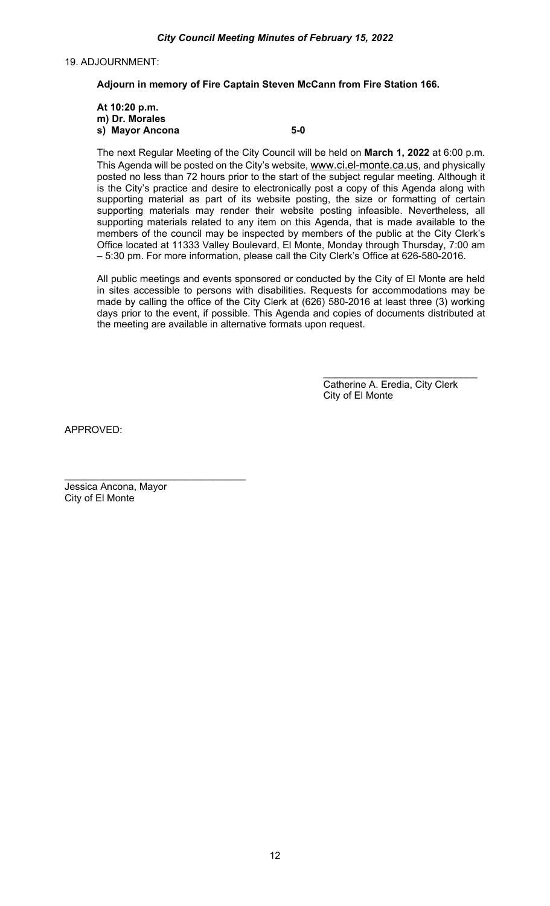19. ADJOURNMENT:

**Adjourn in memory of Fire Captain Steven McCann from Fire Station 166.**

**At 10:20 p.m.**
**m) Dr. Morales**
**s) Mayor Ancona 5-0**

The next Regular Meeting of the City Council will be held on **March 1, 2022** at 6:00 p.m. This Agenda will be posted on the City's website, www.ci.el-monte.ca.us, and physically posted no less than 72 hours prior to the start of the subject regular meeting. Although it is the City's practice and desire to electronically post a copy of this Agenda along with supporting material as part of its website posting, the size or formatting of certain supporting materials may render their website posting infeasible. Nevertheless, all supporting materials related to any item on this Agenda, that is made available to the members of the council may be inspected by members of the public at the City Clerk's Office located at 11333 Valley Boulevard, El Monte, Monday through Thursday, 7:00 am – 5:30 pm. For more information, please call the City Clerk's Office at 626-580-2016.

All public meetings and events sponsored or conducted by the City of El Monte are held in sites accessible to persons with disabilities. Requests for accommodations may be made by calling the office of the City Clerk at (626) 580-2016 at least three (3) working days prior to the event, if possible. This Agenda and copies of documents distributed at the meeting are available in alternative formats upon request.

\_\_\_\_\_\_\_\_\_\_\_\_\_\_\_\_\_\_\_\_\_\_\_\_\_\_\_\_\_\_
Catherine A. Eredia, City Clerk
City of El Monte

APPROVED:

\_\_\_\_\_\_\_\_\_\_\_\_\_\_\_\_\_\_\_\_\_\_\_\_\_\_\_\_\_\_
Jessica Ancona, Mayor
City of El Monte